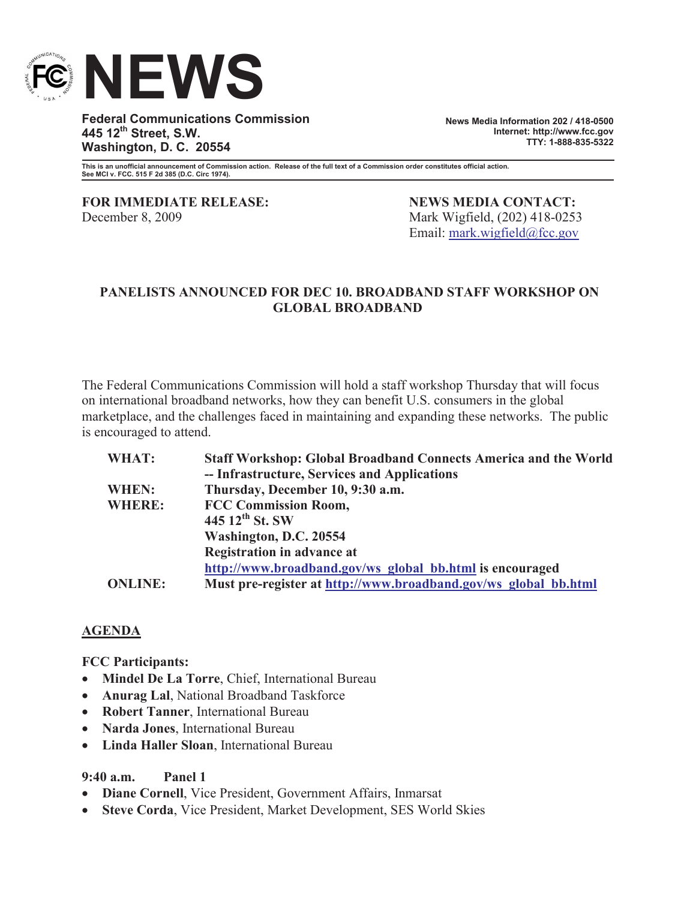# NEWS

**Federal Communications Commission**
**445 12th Street, S.W.**
**Washington, D. C. 20554**

**News Media Information 202 / 418-0500**
**Internet: http://www.fcc.gov**
**TTY: 1-888-835-5322**

**This is an unofficial announcement of Commission action. Release of the full text of a Commission order constitutes official action. See MCI v. FCC. 515 F 2d 385 (D.C. Circ 1974).**

**FOR IMMEDIATE RELEASE:**
December 8, 2009

**NEWS MEDIA CONTACT:**
Mark Wigfield, (202) 418-0253
Email: mark.wigfield@fcc.gov

## PANELISTS ANNOUNCED FOR DEC 10. BROADBAND STAFF WORKSHOP ON GLOBAL BROADBAND

The Federal Communications Commission will hold a staff workshop Thursday that will focus on international broadband networks, how they can benefit U.S. consumers in the global marketplace, and the challenges faced in maintaining and expanding these networks. The public is encouraged to attend.

| | |
|---|---|
| **WHAT:** | **Staff Workshop: Global Broadband Connects America and the World -- Infrastructure, Services and Applications** |
| **WHEN:** | **Thursday, December 10, 9:30 a.m.** |
| **WHERE:** | **FCC Commission Room, 445 12th St. SW Washington, D.C. 20554 Registration in advance at http://www.broadband.gov/ws_global_bb.html is encouraged** |
| **ONLINE:** | **Must pre-register at http://www.broadband.gov/ws_global_bb.html** |

## AGENDA

**FCC Participants:**

- **Mindel De La Torre**, Chief, International Bureau
- **Anurag Lal**, National Broadband Taskforce
- **Robert Tanner**, International Bureau
- **Narda Jones**, International Bureau
- **Linda Haller Sloan**, International Bureau

**9:40 a.m. Panel 1**

- **Diane Cornell**, Vice President, Government Affairs, Inmarsat
- **Steve Corda**, Vice President, Market Development, SES World Skies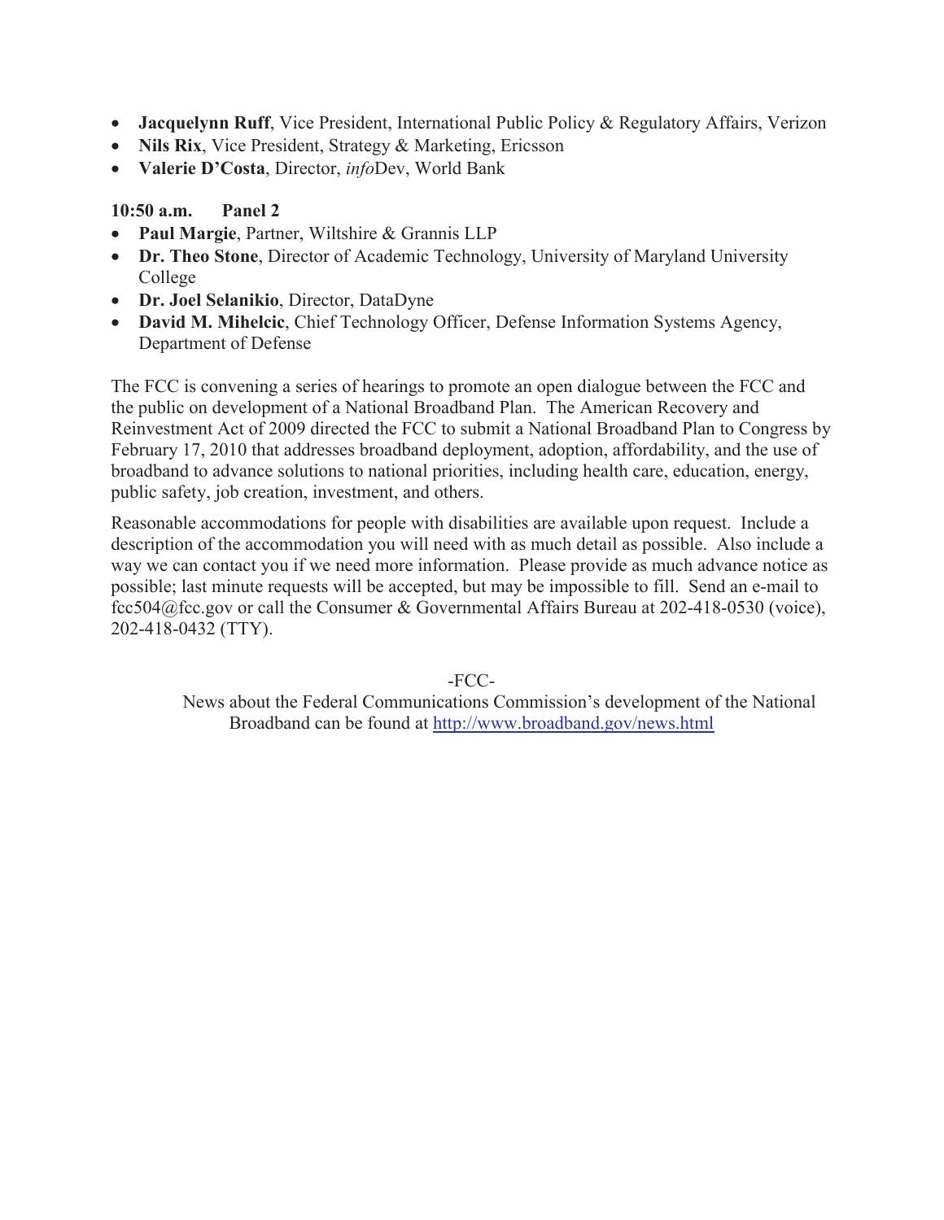- **Jacquelynn Ruff**, Vice President, International Public Policy & Regulatory Affairs, Verizon
- **Nils Rix**, Vice President, Strategy & Marketing, Ericsson
- **Valerie D'Costa**, Director, *info*Dev, World Bank

**10:50 a.m. Panel 2**

- **Paul Margie**, Partner, Wiltshire & Grannis LLP
- **Dr. Theo Stone**, Director of Academic Technology, University of Maryland University College
- **Dr. Joel Selanikio**, Director, DataDyne
- **David M. Mihelcic**, Chief Technology Officer, Defense Information Systems Agency, Department of Defense

The FCC is convening a series of hearings to promote an open dialogue between the FCC and the public on development of a National Broadband Plan. The American Recovery and Reinvestment Act of 2009 directed the FCC to submit a National Broadband Plan to Congress by February 17, 2010 that addresses broadband deployment, adoption, affordability, and the use of broadband to advance solutions to national priorities, including health care, education, energy, public safety, job creation, investment, and others.

Reasonable accommodations for people with disabilities are available upon request. Include a description of the accommodation you will need with as much detail as possible. Also include a way we can contact you if we need more information. Please provide as much advance notice as possible; last minute requests will be accepted, but may be impossible to fill. Send an e-mail to fcc504@fcc.gov or call the Consumer & Governmental Affairs Bureau at 202-418-0530 (voice), 202-418-0432 (TTY).

-FCC-

News about the Federal Communications Commission's development of the National Broadband can be found at http://www.broadband.gov/news.html